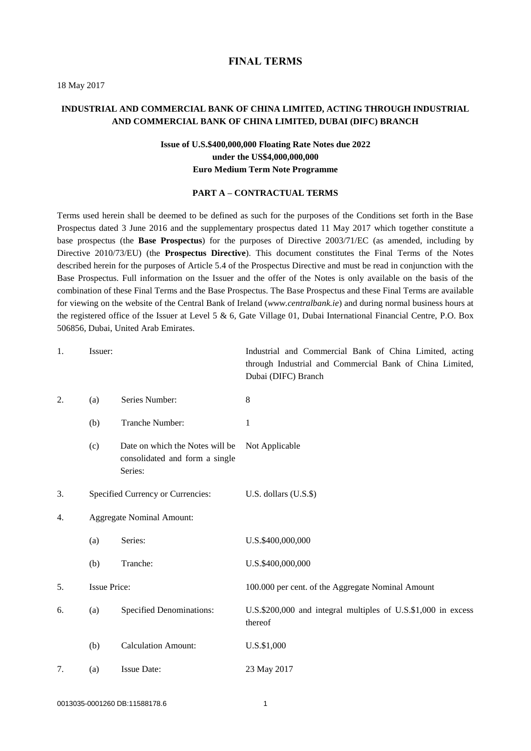# FINAL TERMS

18 May 2017

**INDUSTRIAL AND COMMERCIAL BANK OF CHINA LIMITED, ACTING THROUGH INDUSTRIAL AND COMMERCIAL BANK OF CHINA LIMITED, DUBAI (DIFC) BRANCH**

**Issue of U.S.$400,000,000 Floating Rate Notes due 2022**
**under the US$4,000,000,000**
**Euro Medium Term Note Programme**

**PART A – CONTRACTUAL TERMS**

Terms used herein shall be deemed to be defined as such for the purposes of the Conditions set forth in the Base Prospectus dated 3 June 2016 and the supplementary prospectus dated 11 May 2017 which together constitute a base prospectus (the **Base Prospectus**) for the purposes of Directive 2003/71/EC (as amended, including by Directive 2010/73/EU) (the **Prospectus Directive**). This document constitutes the Final Terms of the Notes described herein for the purposes of Article 5.4 of the Prospectus Directive and must be read in conjunction with the Base Prospectus. Full information on the Issuer and the offer of the Notes is only available on the basis of the combination of these Final Terms and the Base Prospectus. The Base Prospectus and these Final Terms are available for viewing on the website of the Central Bank of Ireland (*www.centralbank.ie*) and during normal business hours at the registered office of the Issuer at Level 5 & 6, Gate Village 01, Dubai International Financial Centre, P.O. Box 506856, Dubai, United Arab Emirates.

| | | | |
|---|---|---|---|
| 1. | Issuer: | | Industrial and Commercial Bank of China Limited, acting through Industrial and Commercial Bank of China Limited, Dubai (DIFC) Branch |
| 2. | (a) | Series Number: | 8 |
| | (b) | Tranche Number: | 1 |
| | (c) | Date on which the Notes will be consolidated and form a single Series: | Not Applicable |
| 3. | Specified Currency or Currencies: | | U.S. dollars (U.S.$) |
| 4. | Aggregate Nominal Amount: | | |
| | (a) | Series: | U.S.$400,000,000 |
| | (b) | Tranche: | U.S.$400,000,000 |
| 5. | Issue Price: | | 100.000 per cent. of the Aggregate Nominal Amount |
| 6. | (a) | Specified Denominations: | U.S.$200,000 and integral multiples of U.S.$1,000 in excess thereof |
| | (b) | Calculation Amount: | U.S.$1,000 |
| 7. | (a) | Issue Date: | 23 May 2017 |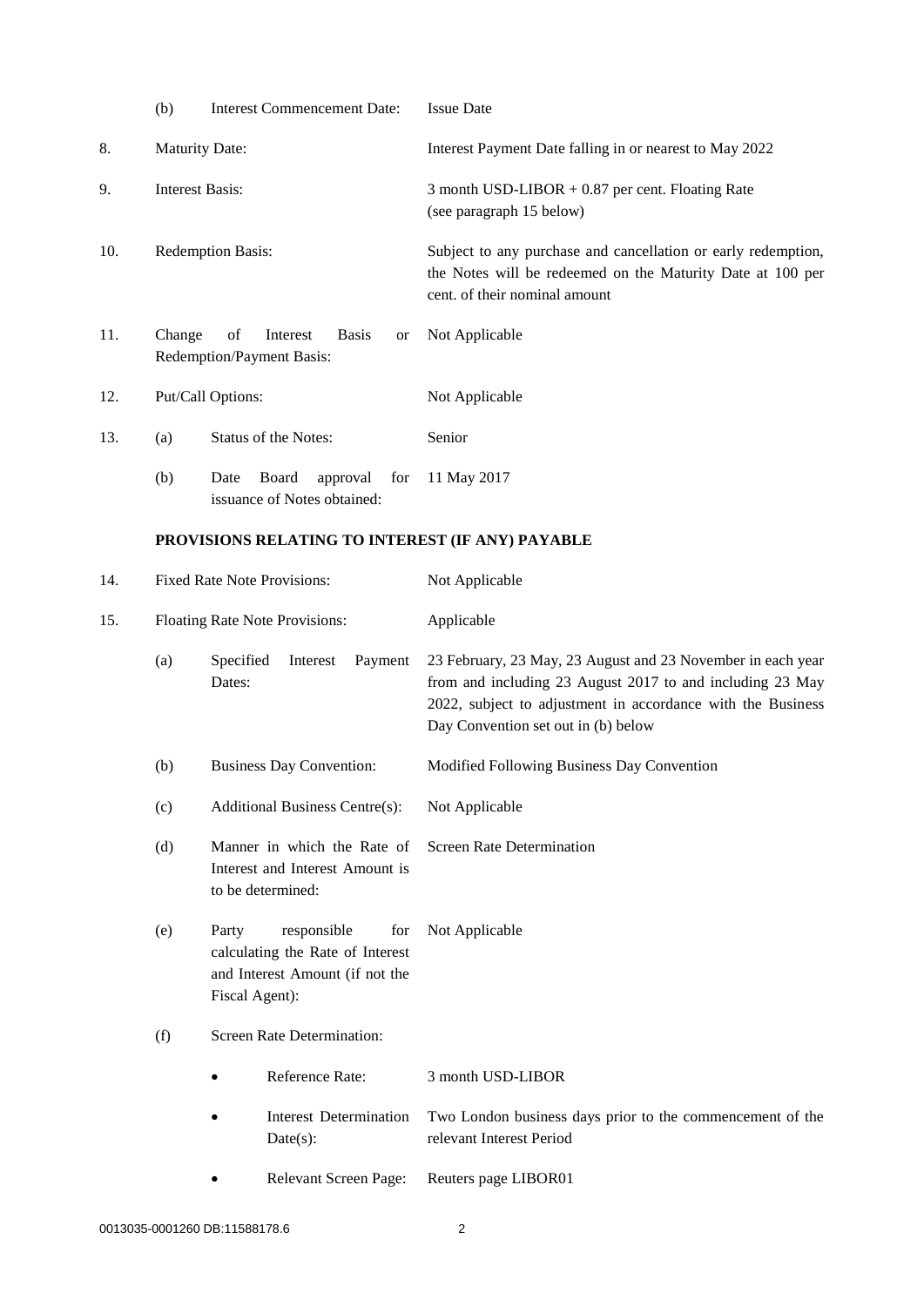| | | | |
|---|---|---|---|
| | (b) | Interest Commencement Date: | Issue Date |
| 8. | Maturity Date: | | Interest Payment Date falling in or nearest to May 2022 |
| 9. | Interest Basis: | | 3 month USD-LIBOR + 0.87 per cent. Floating Rate (see paragraph 15 below) |
| 10. | Redemption Basis: | | Subject to any purchase and cancellation or early redemption, the Notes will be redeemed on the Maturity Date at 100 per cent. of their nominal amount |
| 11. | Change of Interest Basis or Redemption/Payment Basis: | | Not Applicable |
| 12. | Put/Call Options: | | Not Applicable |
| 13. | (a) | Status of the Notes: | Senior |
| | (b) | Date Board approval for issuance of Notes obtained: | 11 May 2017 |

**PROVISIONS RELATING TO INTEREST (IF ANY) PAYABLE**

| | | | |
|---|---|---|---|
| 14. | Fixed Rate Note Provisions: | | Not Applicable |
| 15. | Floating Rate Note Provisions: | | Applicable |
| | (a) | Specified Interest Payment Dates: | 23 February, 23 May, 23 August and 23 November in each year from and including 23 August 2017 to and including 23 May 2022, subject to adjustment in accordance with the Business Day Convention set out in (b) below |
| | (b) | Business Day Convention: | Modified Following Business Day Convention |
| | (c) | Additional Business Centre(s): | Not Applicable |
| | (d) | Manner in which the Rate of Interest and Interest Amount is to be determined: | Screen Rate Determination |
| | (e) | Party responsible for calculating the Rate of Interest and Interest Amount (if not the Fiscal Agent): | Not Applicable |
| | (f) | Screen Rate Determination: | |
| | | • Reference Rate: | 3 month USD-LIBOR |
| | | • Interest Determination Date(s): | Two London business days prior to the commencement of the relevant Interest Period |
| | | • Relevant Screen Page: | Reuters page LIBOR01 |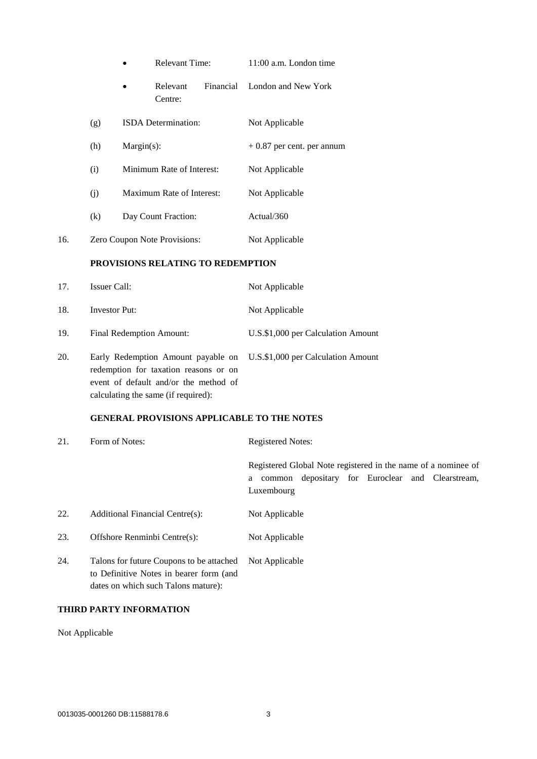| | | | |
|---|---|---|---|
| | | • Relevant Time: | 11:00 a.m. London time |
| | | • Relevant Financial Centre: | London and New York |
| | (g) | ISDA Determination: | Not Applicable |
| | (h) | Margin(s): | + 0.87 per cent. per annum |
| | (i) | Minimum Rate of Interest: | Not Applicable |
| | (j) | Maximum Rate of Interest: | Not Applicable |
| | (k) | Day Count Fraction: | Actual/360 |
| 16. | Zero Coupon Note Provisions: | | Not Applicable |

**PROVISIONS RELATING TO REDEMPTION**

| | | |
|---|---|---|
| 17. | Issuer Call: | Not Applicable |
| 18. | Investor Put: | Not Applicable |
| 19. | Final Redemption Amount: | U.S.$1,000 per Calculation Amount |
| 20. | Early Redemption Amount payable on redemption for taxation reasons or on event of default and/or the method of calculating the same (if required): | U.S.$1,000 per Calculation Amount |

**GENERAL PROVISIONS APPLICABLE TO THE NOTES**

| | | |
|---|---|---|
| 21. | Form of Notes: | Registered Notes:<br><br>Registered Global Note registered in the name of a nominee of a common depositary for Euroclear and Clearstream, Luxembourg |
| 22. | Additional Financial Centre(s): | Not Applicable |
| 23. | Offshore Renminbi Centre(s): | Not Applicable |
| 24. | Talons for future Coupons to be attached to Definitive Notes in bearer form (and dates on which such Talons mature): | Not Applicable |

**THIRD PARTY INFORMATION**

Not Applicable

0013035-0001260 DB:11588178.6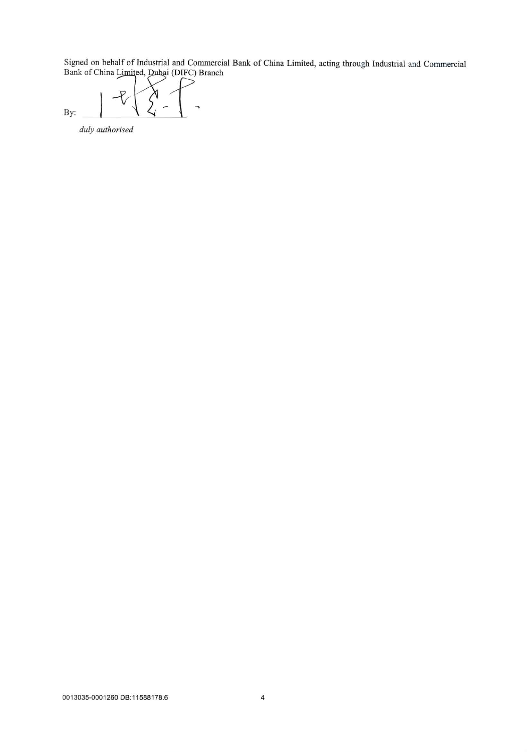Signed on behalf of Industrial and Commercial Bank of China Limited, acting through Industrial and Commercial Bank of China Limited, Dubai (DIFC) Branch

By: ______________________

*duly authorised*

0013035-0001260 DB:11588178.6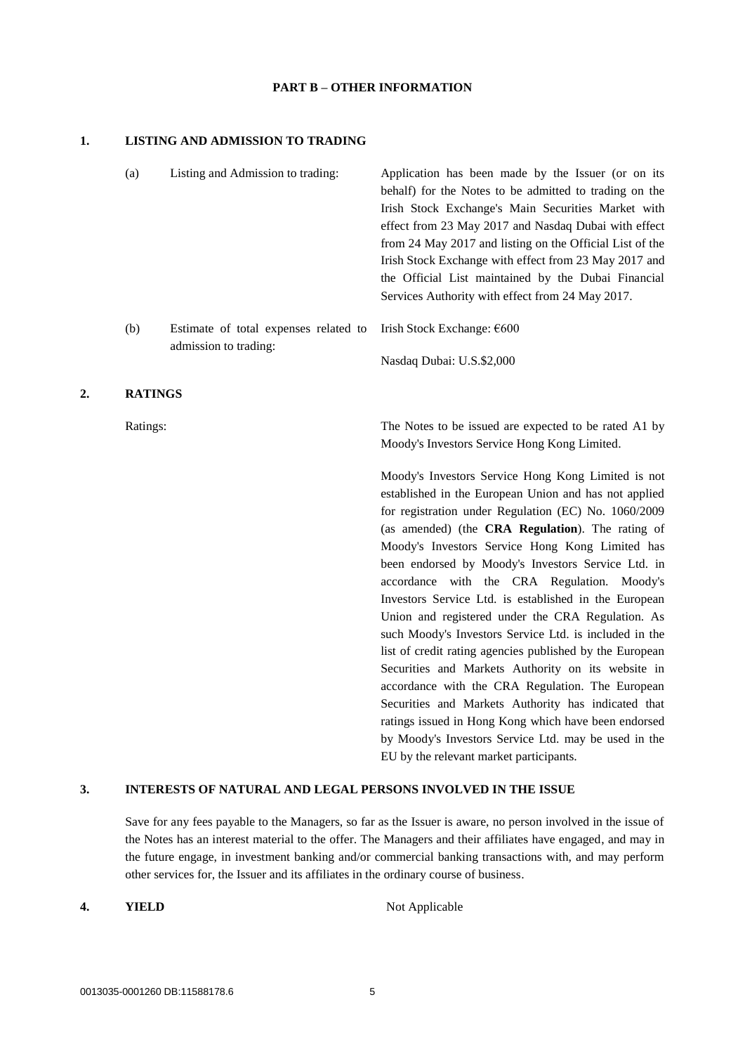**PART B – OTHER INFORMATION**

## 1. LISTING AND ADMISSION TO TRADING

| | | |
|---|---|---|
| (a) | Listing and Admission to trading: | Application has been made by the Issuer (or on its behalf) for the Notes to be admitted to trading on the Irish Stock Exchange's Main Securities Market with effect from 23 May 2017 and Nasdaq Dubai with effect from 24 May 2017 and listing on the Official List of the Irish Stock Exchange with effect from 23 May 2017 and the Official List maintained by the Dubai Financial Services Authority with effect from 24 May 2017. |
| (b) | Estimate of total expenses related to admission to trading: | Irish Stock Exchange: €600<br><br>Nasdaq Dubai: U.S.$2,000 |

## 2. RATINGS

| | |
|---|---|
| Ratings: | The Notes to be issued are expected to be rated A1 by Moody's Investors Service Hong Kong Limited.<br><br>Moody's Investors Service Hong Kong Limited is not established in the European Union and has not applied for registration under Regulation (EC) No. 1060/2009 (as amended) (the **CRA Regulation**). The rating of Moody's Investors Service Hong Kong Limited has been endorsed by Moody's Investors Service Ltd. in accordance with the CRA Regulation. Moody's Investors Service Ltd. is established in the European Union and registered under the CRA Regulation. As such Moody's Investors Service Ltd. is included in the list of credit rating agencies published by the European Securities and Markets Authority on its website in accordance with the CRA Regulation. The European Securities and Markets Authority has indicated that ratings issued in Hong Kong which have been endorsed by Moody's Investors Service Ltd. may be used in the EU by the relevant market participants. |

## 3. INTERESTS OF NATURAL AND LEGAL PERSONS INVOLVED IN THE ISSUE

Save for any fees payable to the Managers, so far as the Issuer is aware, no person involved in the issue of the Notes has an interest material to the offer. The Managers and their affiliates have engaged, and may in the future engage, in investment banking and/or commercial banking transactions with, and may perform other services for, the Issuer and its affiliates in the ordinary course of business.

## 4. YIELD

Not Applicable

0013035-0001260 DB:11588178.6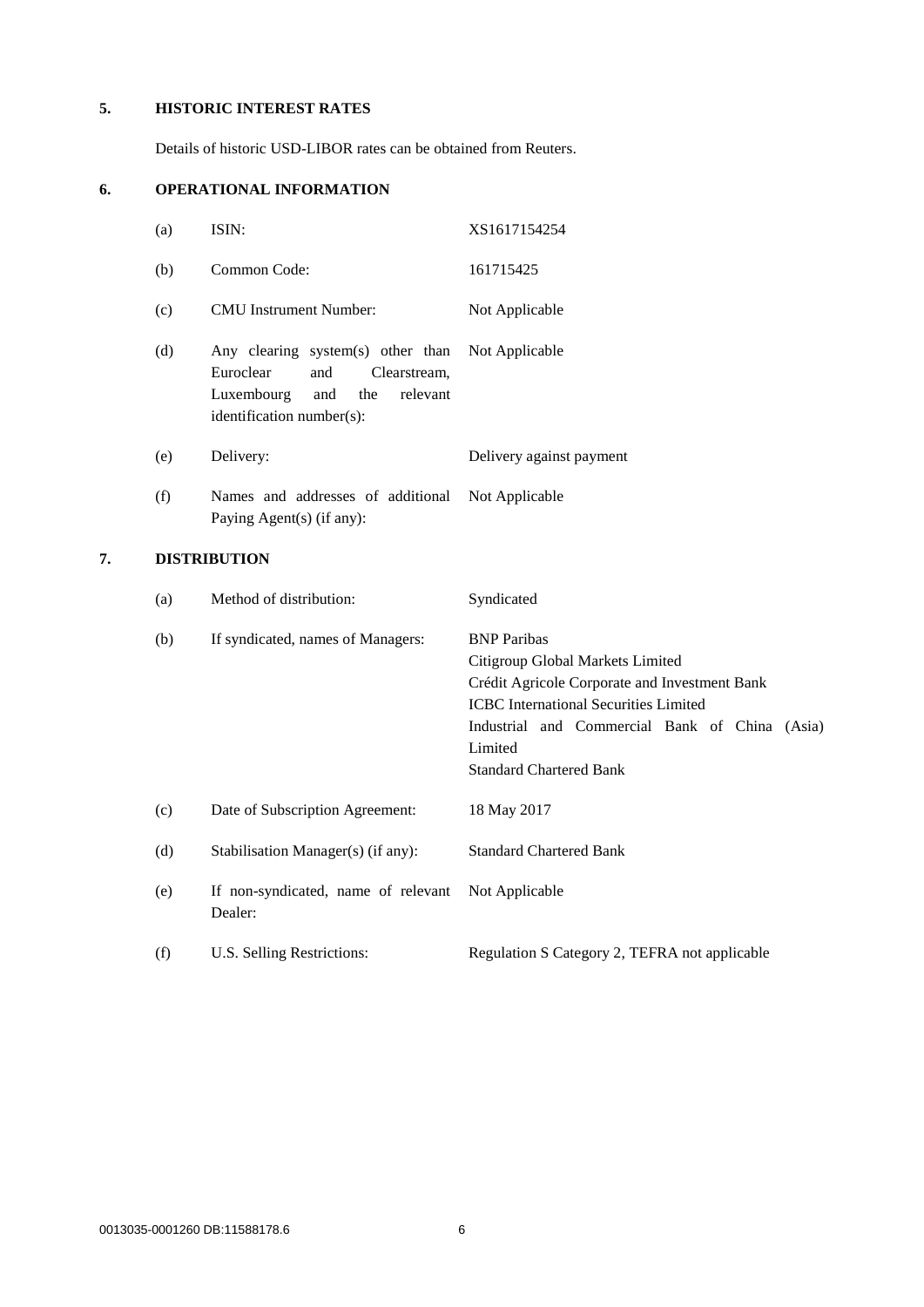## 5. HISTORIC INTEREST RATES

Details of historic USD-LIBOR rates can be obtained from Reuters.

## 6. OPERATIONAL INFORMATION

| | | |
|---|---|---|
| (a) | ISIN: | XS1617154254 |
| (b) | Common Code: | 161715425 |
| (c) | CMU Instrument Number: | Not Applicable |
| (d) | Any clearing system(s) other than Euroclear and Clearstream, Luxembourg and the relevant identification number(s): | Not Applicable |
| (e) | Delivery: | Delivery against payment |
| (f) | Names and addresses of additional Paying Agent(s) (if any): | Not Applicable |

## 7. DISTRIBUTION

| | | |
|---|---|---|
| (a) | Method of distribution: | Syndicated |
| (b) | If syndicated, names of Managers: | BNP Paribas<br>Citigroup Global Markets Limited<br>Crédit Agricole Corporate and Investment Bank<br>ICBC International Securities Limited<br>Industrial and Commercial Bank of China (Asia) Limited<br>Standard Chartered Bank |
| (c) | Date of Subscription Agreement: | 18 May 2017 |
| (d) | Stabilisation Manager(s) (if any): | Standard Chartered Bank |
| (e) | If non-syndicated, name of relevant Dealer: | Not Applicable |
| (f) | U.S. Selling Restrictions: | Regulation S Category 2, TEFRA not applicable |

0013035-0001260 DB:11588178.6